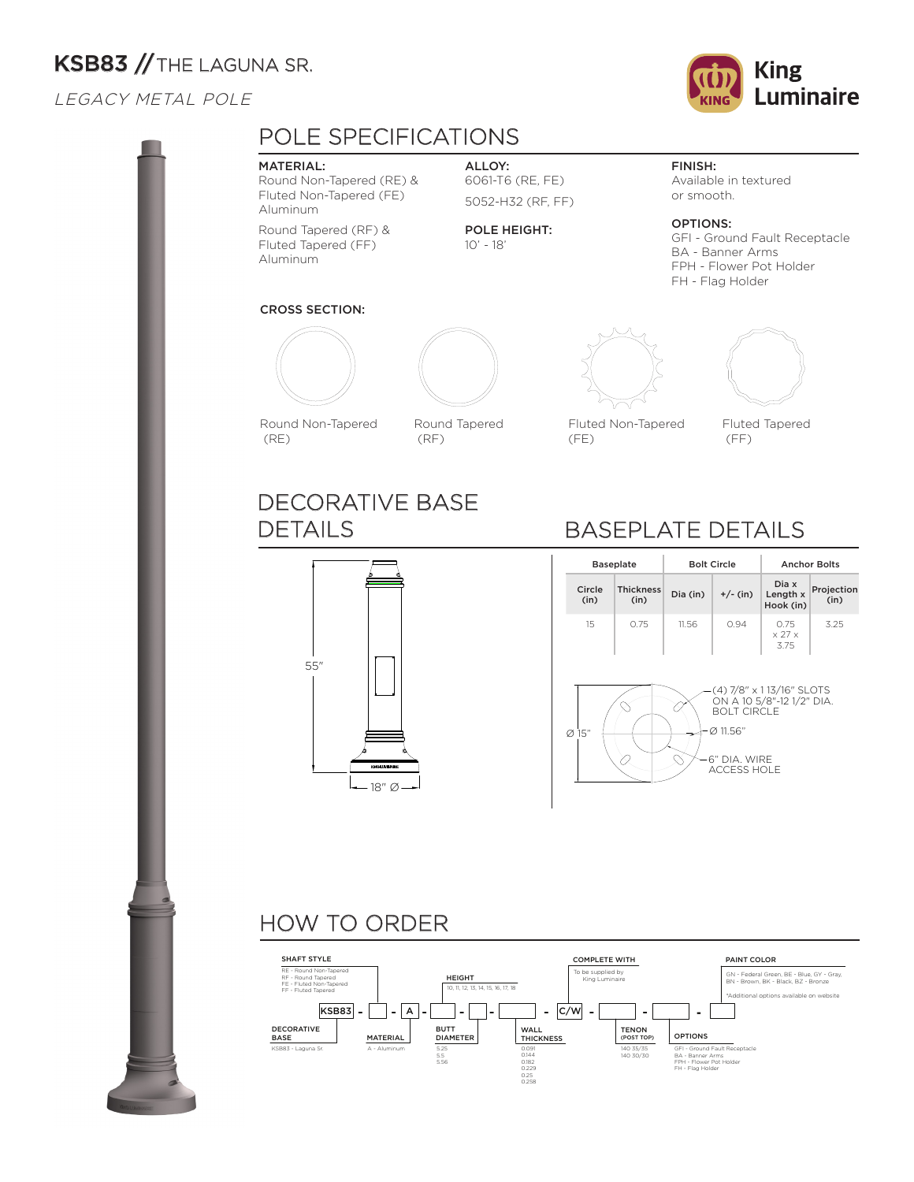# KSB83 // THE LAGUNA SR.

*LEGACY METAL POLE*

King Luminaire

## POLE SPECIFICATIONS

**MATERIAL:**
Round Non-Tapered (RE) & Fluted Non-Tapered (FE) Aluminum

Round Tapered (RF) & Fluted Tapered (FF) Aluminum

**ALLOY:**
6061-T6 (RE, FE)

5052-H32 (RF, FF)

**POLE HEIGHT:**
10' - 18'

**FINISH:**
Available in textured or smooth.

**OPTIONS:**
GFI - Ground Fault Receptacle
BA - Banner Arms
FPH - Flower Pot Holder
FH - Flag Holder

**CROSS SECTION:**

Round Non-Tapered (RE) | Round Tapered (RF) | Fluted Non-Tapered (FE) | Fluted Tapered (FF)

## DECORATIVE BASE DETAILS

55"

18" Ø

## BASEPLATE DETAILS

| Baseplate | | Bolt Circle | | Anchor Bolts | |
|---|---|---|---|---|---|
| Circle (in) | Thickness (in) | Dia (in) | +/- (in) | Dia x Length x Hook (in) | Projection (in) |
| 15 | 0.75 | 11.56 | 0.94 | 0.75 x 27 x 3.75 | 3.25 |

Ø 15"

(4) 7/8" x 1 13/16" SLOTS ON A 10 5/8"-12 1/2" DIA. BOLT CIRCLE

Ø 11.56"

6" DIA. WIRE ACCESS HOLE

## HOW TO ORDER

KSB83 - [ ] - A - [ ] - [ ] - [ ] - C/W - [ ] - [ ] - [ ]

**DECORATIVE BASE**
KSB83 - Laguna Sr.

**SHAFT STYLE**
RE - Round Non-Tapered
RF - Round Tapered
FE - Fluted Non-Tapered
FF - Fluted Tapered

**MATERIAL**
A - Aluminum

**HEIGHT**
10, 11, 12, 13, 14, 15, 16, 17, 18

**BUTT DIAMETER**
5.25
5.5
5.56

**WALL THICKNESS**
0.091
0.144
0.182
0.229
0.25
0.258

**COMPLETE WITH**
To be supplied by King Luminaire

**TENON (POST TOP)**
140 35/35
140 30/30

**OPTIONS**
GFI - Ground Fault Receptacle
BA - Banner Arms
FPH - Flower Pot Holder
FH - Flag Holder

**PAINT COLOR**
GN - Federal Green, BE - Blue, GY - Gray, BN - Brown, BK - Black, BZ - Bronze

*Additional options available on website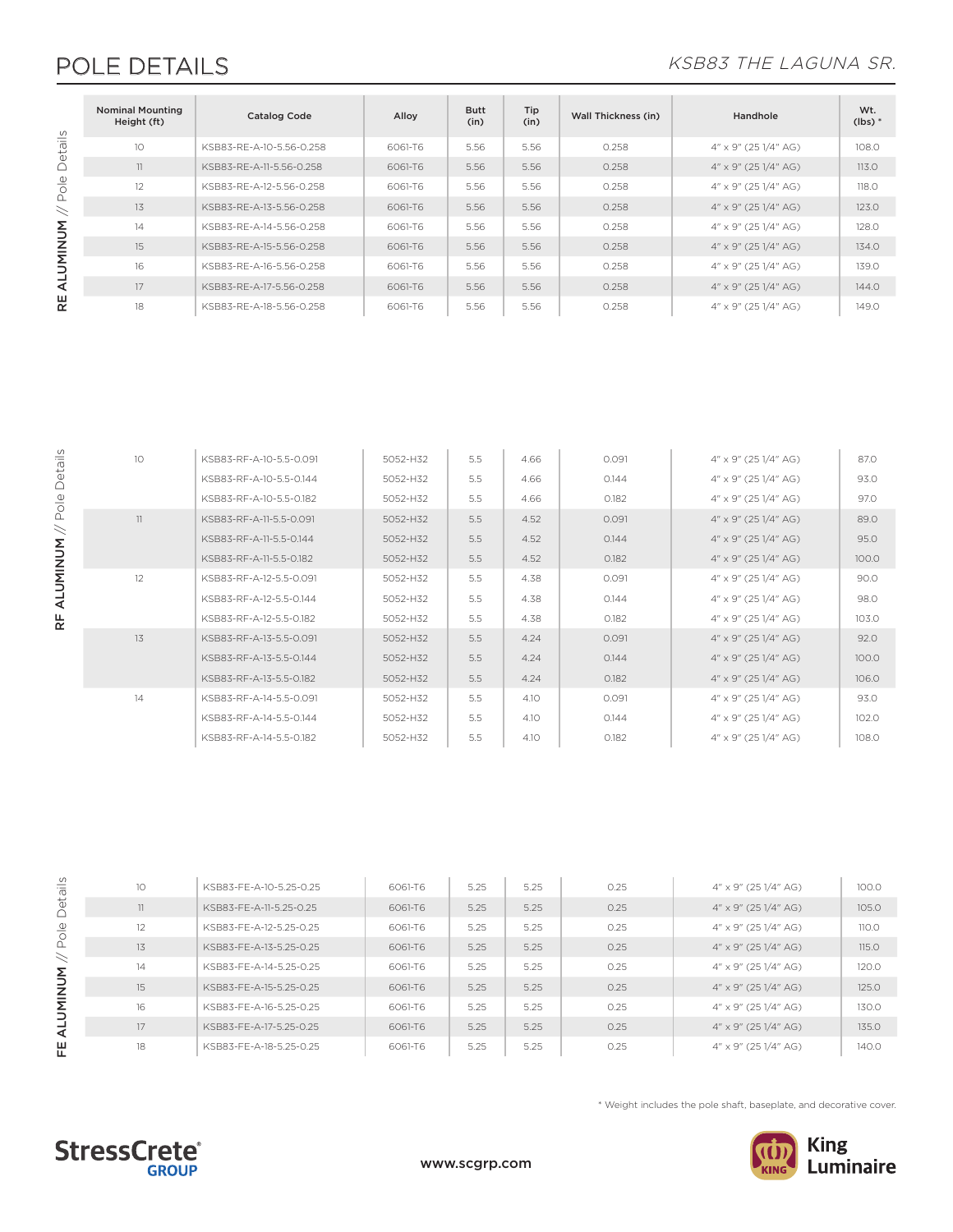# POLE DETAILS

*KSB83 THE LAGUNA SR.*

## RE ALUMINUM // Pole Details

| Nominal Mounting Height (ft) | Catalog Code | Alloy | Butt (in) | Tip (in) | Wall Thickness (in) | Handhole | Wt. (lbs) * |
|---|---|---|---|---|---|---|---|
| 10 | KSB83-RE-A-10-5.56-0.258 | 6061-T6 | 5.56 | 5.56 | 0.258 | 4" x 9" (25 1/4" AG) | 108.0 |
| 11 | KSB83-RE-A-11-5.56-0.258 | 6061-T6 | 5.56 | 5.56 | 0.258 | 4" x 9" (25 1/4" AG) | 113.0 |
| 12 | KSB83-RE-A-12-5.56-0.258 | 6061-T6 | 5.56 | 5.56 | 0.258 | 4" x 9" (25 1/4" AG) | 118.0 |
| 13 | KSB83-RE-A-13-5.56-0.258 | 6061-T6 | 5.56 | 5.56 | 0.258 | 4" x 9" (25 1/4" AG) | 123.0 |
| 14 | KSB83-RE-A-14-5.56-0.258 | 6061-T6 | 5.56 | 5.56 | 0.258 | 4" x 9" (25 1/4" AG) | 128.0 |
| 15 | KSB83-RE-A-15-5.56-0.258 | 6061-T6 | 5.56 | 5.56 | 0.258 | 4" x 9" (25 1/4" AG) | 134.0 |
| 16 | KSB83-RE-A-16-5.56-0.258 | 6061-T6 | 5.56 | 5.56 | 0.258 | 4" x 9" (25 1/4" AG) | 139.0 |
| 17 | KSB83-RE-A-17-5.56-0.258 | 6061-T6 | 5.56 | 5.56 | 0.258 | 4" x 9" (25 1/4" AG) | 144.0 |
| 18 | KSB83-RE-A-18-5.56-0.258 | 6061-T6 | 5.56 | 5.56 | 0.258 | 4" x 9" (25 1/4" AG) | 149.0 |

## RF ALUMINUM // Pole Details

| Nominal Mounting Height (ft) | Catalog Code | Alloy | Butt (in) | Tip (in) | Wall Thickness (in) | Handhole | Wt. (lbs) * |
|---|---|---|---|---|---|---|---|
| 10 | KSB83-RF-A-10-5.5-0.091 | 5052-H32 | 5.5 | 4.66 | 0.091 | 4" x 9" (25 1/4" AG) | 87.0 |
| | KSB83-RF-A-10-5.5-0.144 | 5052-H32 | 5.5 | 4.66 | 0.144 | 4" x 9" (25 1/4" AG) | 93.0 |
| | KSB83-RF-A-10-5.5-0.182 | 5052-H32 | 5.5 | 4.66 | 0.182 | 4" x 9" (25 1/4" AG) | 97.0 |
| 11 | KSB83-RF-A-11-5.5-0.091 | 5052-H32 | 5.5 | 4.52 | 0.091 | 4" x 9" (25 1/4" AG) | 89.0 |
| | KSB83-RF-A-11-5.5-0.144 | 5052-H32 | 5.5 | 4.52 | 0.144 | 4" x 9" (25 1/4" AG) | 95.0 |
| | KSB83-RF-A-11-5.5-0.182 | 5052-H32 | 5.5 | 4.52 | 0.182 | 4" x 9" (25 1/4" AG) | 100.0 |
| 12 | KSB83-RF-A-12-5.5-0.091 | 5052-H32 | 5.5 | 4.38 | 0.091 | 4" x 9" (25 1/4" AG) | 90.0 |
| | KSB83-RF-A-12-5.5-0.144 | 5052-H32 | 5.5 | 4.38 | 0.144 | 4" x 9" (25 1/4" AG) | 98.0 |
| | KSB83-RF-A-12-5.5-0.182 | 5052-H32 | 5.5 | 4.38 | 0.182 | 4" x 9" (25 1/4" AG) | 103.0 |
| 13 | KSB83-RF-A-13-5.5-0.091 | 5052-H32 | 5.5 | 4.24 | 0.091 | 4" x 9" (25 1/4" AG) | 92.0 |
| | KSB83-RF-A-13-5.5-0.144 | 5052-H32 | 5.5 | 4.24 | 0.144 | 4" x 9" (25 1/4" AG) | 100.0 |
| | KSB83-RF-A-13-5.5-0.182 | 5052-H32 | 5.5 | 4.24 | 0.182 | 4" x 9" (25 1/4" AG) | 106.0 |
| 14 | KSB83-RF-A-14-5.5-0.091 | 5052-H32 | 5.5 | 4.10 | 0.091 | 4" x 9" (25 1/4" AG) | 93.0 |
| | KSB83-RF-A-14-5.5-0.144 | 5052-H32 | 5.5 | 4.10 | 0.144 | 4" x 9" (25 1/4" AG) | 102.0 |
| | KSB83-RF-A-14-5.5-0.182 | 5052-H32 | 5.5 | 4.10 | 0.182 | 4" x 9" (25 1/4" AG) | 108.0 |

## FE ALUMINUM // Pole Details

| Nominal Mounting Height (ft) | Catalog Code | Alloy | Butt (in) | Tip (in) | Wall Thickness (in) | Handhole | Wt. (lbs) * |
|---|---|---|---|---|---|---|---|
| 10 | KSB83-FE-A-10-5.25-0.25 | 6061-T6 | 5.25 | 5.25 | 0.25 | 4" x 9" (25 1/4" AG) | 100.0 |
| 11 | KSB83-FE-A-11-5.25-0.25 | 6061-T6 | 5.25 | 5.25 | 0.25 | 4" x 9" (25 1/4" AG) | 105.0 |
| 12 | KSB83-FE-A-12-5.25-0.25 | 6061-T6 | 5.25 | 5.25 | 0.25 | 4" x 9" (25 1/4" AG) | 110.0 |
| 13 | KSB83-FE-A-13-5.25-0.25 | 6061-T6 | 5.25 | 5.25 | 0.25 | 4" x 9" (25 1/4" AG) | 115.0 |
| 14 | KSB83-FE-A-14-5.25-0.25 | 6061-T6 | 5.25 | 5.25 | 0.25 | 4" x 9" (25 1/4" AG) | 120.0 |
| 15 | KSB83-FE-A-15-5.25-0.25 | 6061-T6 | 5.25 | 5.25 | 0.25 | 4" x 9" (25 1/4" AG) | 125.0 |
| 16 | KSB83-FE-A-16-5.25-0.25 | 6061-T6 | 5.25 | 5.25 | 0.25 | 4" x 9" (25 1/4" AG) | 130.0 |
| 17 | KSB83-FE-A-17-5.25-0.25 | 6061-T6 | 5.25 | 5.25 | 0.25 | 4" x 9" (25 1/4" AG) | 135.0 |
| 18 | KSB83-FE-A-18-5.25-0.25 | 6061-T6 | 5.25 | 5.25 | 0.25 | 4" x 9" (25 1/4" AG) | 140.0 |

* Weight includes the pole shaft, baseplate, and decorative cover.

StressCrete GROUP

www.scgrp.com

King Luminaire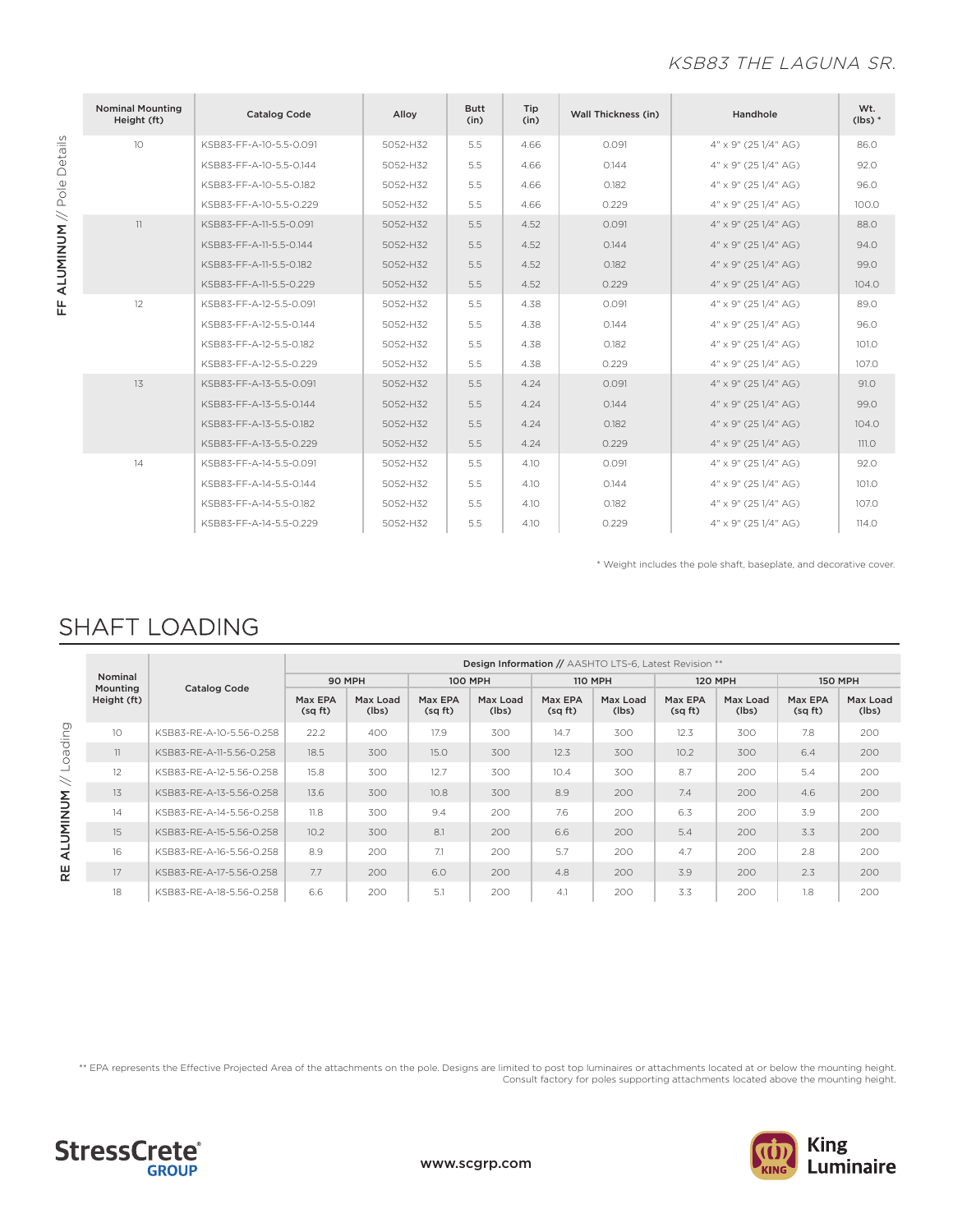## FF ALUMINUM // Pole Details

| Nominal Mounting Height (ft) | Catalog Code | Alloy | Butt (in) | Tip (in) | Wall Thickness (in) | Handhole | Wt. (lbs) * |
|---|---|---|---|---|---|---|---|
| 10 | KSB83-FF-A-10-5.5-0.091 | 5052-H32 | 5.5 | 4.66 | 0.091 | 4" x 9" (25 1/4" AG) | 86.0 |
| | KSB83-FF-A-10-5.5-0.144 | 5052-H32 | 5.5 | 4.66 | 0.144 | 4" x 9" (25 1/4" AG) | 92.0 |
| | KSB83-FF-A-10-5.5-0.182 | 5052-H32 | 5.5 | 4.66 | 0.182 | 4" x 9" (25 1/4" AG) | 96.0 |
| | KSB83-FF-A-10-5.5-0.229 | 5052-H32 | 5.5 | 4.66 | 0.229 | 4" x 9" (25 1/4" AG) | 100.0 |
| 11 | KSB83-FF-A-11-5.5-0.091 | 5052-H32 | 5.5 | 4.52 | 0.091 | 4" x 9" (25 1/4" AG) | 88.0 |
| | KSB83-FF-A-11-5.5-0.144 | 5052-H32 | 5.5 | 4.52 | 0.144 | 4" x 9" (25 1/4" AG) | 94.0 |
| | KSB83-FF-A-11-5.5-0.182 | 5052-H32 | 5.5 | 4.52 | 0.182 | 4" x 9" (25 1/4" AG) | 99.0 |
| | KSB83-FF-A-11-5.5-0.229 | 5052-H32 | 5.5 | 4.52 | 0.229 | 4" x 9" (25 1/4" AG) | 104.0 |
| 12 | KSB83-FF-A-12-5.5-0.091 | 5052-H32 | 5.5 | 4.38 | 0.091 | 4" x 9" (25 1/4" AG) | 89.0 |
| | KSB83-FF-A-12-5.5-0.144 | 5052-H32 | 5.5 | 4.38 | 0.144 | 4" x 9" (25 1/4" AG) | 96.0 |
| | KSB83-FF-A-12-5.5-0.182 | 5052-H32 | 5.5 | 4.38 | 0.182 | 4" x 9" (25 1/4" AG) | 101.0 |
| | KSB83-FF-A-12-5.5-0.229 | 5052-H32 | 5.5 | 4.38 | 0.229 | 4" x 9" (25 1/4" AG) | 107.0 |
| 13 | KSB83-FF-A-13-5.5-0.091 | 5052-H32 | 5.5 | 4.24 | 0.091 | 4" x 9" (25 1/4" AG) | 91.0 |
| | KSB83-FF-A-13-5.5-0.144 | 5052-H32 | 5.5 | 4.24 | 0.144 | 4" x 9" (25 1/4" AG) | 99.0 |
| | KSB83-FF-A-13-5.5-0.182 | 5052-H32 | 5.5 | 4.24 | 0.182 | 4" x 9" (25 1/4" AG) | 104.0 |
| | KSB83-FF-A-13-5.5-0.229 | 5052-H32 | 5.5 | 4.24 | 0.229 | 4" x 9" (25 1/4" AG) | 111.0 |
| 14 | KSB83-FF-A-14-5.5-0.091 | 5052-H32 | 5.5 | 4.10 | 0.091 | 4" x 9" (25 1/4" AG) | 92.0 |
| | KSB83-FF-A-14-5.5-0.144 | 5052-H32 | 5.5 | 4.10 | 0.144 | 4" x 9" (25 1/4" AG) | 101.0 |
| | KSB83-FF-A-14-5.5-0.182 | 5052-H32 | 5.5 | 4.10 | 0.182 | 4" x 9" (25 1/4" AG) | 107.0 |
| | KSB83-FF-A-14-5.5-0.229 | 5052-H32 | 5.5 | 4.10 | 0.229 | 4" x 9" (25 1/4" AG) | 114.0 |

\* Weight includes the pole shaft, baseplate, and decorative cover.

## SHAFT LOADING

### RE ALUMINUM // Loading

| Nominal Mounting Height (ft) | Catalog Code | Design Information // AASHTO LTS-6, Latest Revision ** | | | | | | | | | |
|---|---|---|---|---|---|---|---|---|---|---|---|
| | | 90 MPH | | 100 MPH | | 110 MPH | | 120 MPH | | 150 MPH | |
| | | Max EPA (sq ft) | Max Load (lbs) | Max EPA (sq ft) | Max Load (lbs) | Max EPA (sq ft) | Max Load (lbs) | Max EPA (sq ft) | Max Load (lbs) | Max EPA (sq ft) | Max Load (lbs) |
| 10 | KSB83-RE-A-10-5.56-0.258 | 22.2 | 400 | 17.9 | 300 | 14.7 | 300 | 12.3 | 300 | 7.8 | 200 |
| 11 | KSB83-RE-A-11-5.56-0.258 | 18.5 | 300 | 15.0 | 300 | 12.3 | 300 | 10.2 | 300 | 6.4 | 200 |
| 12 | KSB83-RE-A-12-5.56-0.258 | 15.8 | 300 | 12.7 | 300 | 10.4 | 300 | 8.7 | 200 | 5.4 | 200 |
| 13 | KSB83-RE-A-13-5.56-0.258 | 13.6 | 300 | 10.8 | 300 | 8.9 | 200 | 7.4 | 200 | 4.6 | 200 |
| 14 | KSB83-RE-A-14-5.56-0.258 | 11.8 | 300 | 9.4 | 200 | 7.6 | 200 | 6.3 | 200 | 3.9 | 200 |
| 15 | KSB83-RE-A-15-5.56-0.258 | 10.2 | 300 | 8.1 | 200 | 6.6 | 200 | 5.4 | 200 | 3.3 | 200 |
| 16 | KSB83-RE-A-16-5.56-0.258 | 8.9 | 200 | 7.1 | 200 | 5.7 | 200 | 4.7 | 200 | 2.8 | 200 |
| 17 | KSB83-RE-A-17-5.56-0.258 | 7.7 | 200 | 6.0 | 200 | 4.8 | 200 | 3.9 | 200 | 2.3 | 200 |
| 18 | KSB83-RE-A-18-5.56-0.258 | 6.6 | 200 | 5.1 | 200 | 4.1 | 200 | 3.3 | 200 | 1.8 | 200 |

** EPA represents the Effective Projected Area of the attachments on the pole. Designs are limited to post top luminaires or attachments located at or below the mounting height. Consult factory for poles supporting attachments located above the mounting height.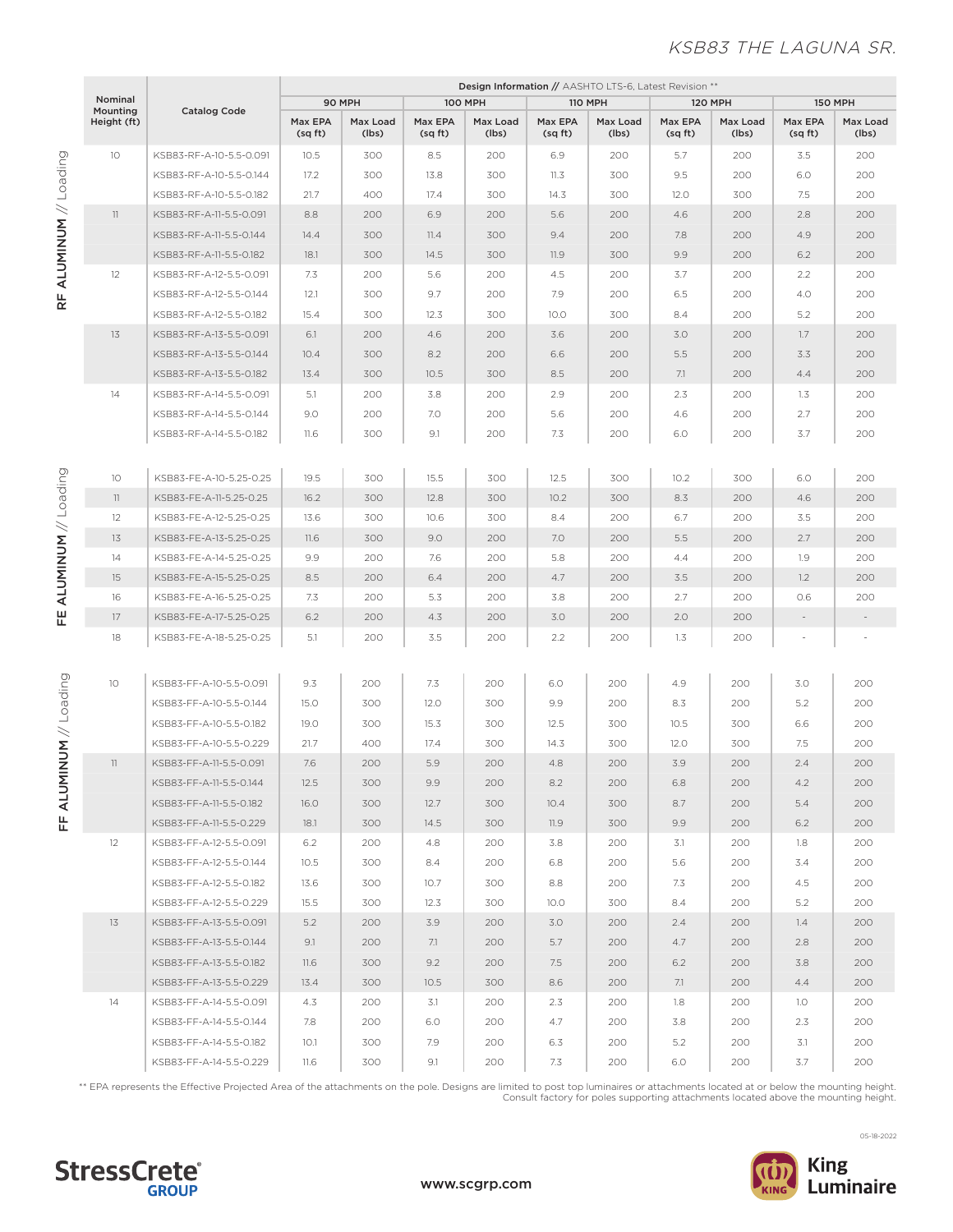# KSB83 THE LAGUNA SR.

| Section | Nominal Mounting Height (ft) | Catalog Code | Design Information // AASHTO LTS-6, Latest Revision ** | | | | | | | | | |
|---|---|---|---|---|---|---|---|---|---|---|---|---|
| | | | 90 MPH | | 100 MPH | | 110 MPH | | 120 MPH | | 150 MPH | |
| | | | Max EPA (sq ft) | Max Load (lbs) | Max EPA (sq ft) | Max Load (lbs) | Max EPA (sq ft) | Max Load (lbs) | Max EPA (sq ft) | Max Load (lbs) | Max EPA (sq ft) | Max Load (lbs) |
| RF ALUMINUM // Loading | 10 | KSB83-RF-A-10-5.5-0.091 | 10.5 | 300 | 8.5 | 200 | 6.9 | 200 | 5.7 | 200 | 3.5 | 200 |
| | | KSB83-RF-A-10-5.5-0.144 | 17.2 | 300 | 13.8 | 300 | 11.3 | 300 | 9.5 | 200 | 6.0 | 200 |
| | | KSB83-RF-A-10-5.5-0.182 | 21.7 | 400 | 17.4 | 300 | 14.3 | 300 | 12.0 | 300 | 7.5 | 200 |
| | 11 | KSB83-RF-A-11-5.5-0.091 | 8.8 | 200 | 6.9 | 200 | 5.6 | 200 | 4.6 | 200 | 2.8 | 200 |
| | | KSB83-RF-A-11-5.5-0.144 | 14.4 | 300 | 11.4 | 300 | 9.4 | 200 | 7.8 | 200 | 4.9 | 200 |
| | | KSB83-RF-A-11-5.5-0.182 | 18.1 | 300 | 14.5 | 300 | 11.9 | 300 | 9.9 | 200 | 6.2 | 200 |
| | 12 | KSB83-RF-A-12-5.5-0.091 | 7.3 | 200 | 5.6 | 200 | 4.5 | 200 | 3.7 | 200 | 2.2 | 200 |
| | | KSB83-RF-A-12-5.5-0.144 | 12.1 | 300 | 9.7 | 200 | 7.9 | 200 | 6.5 | 200 | 4.0 | 200 |
| | | KSB83-RF-A-12-5.5-0.182 | 15.4 | 300 | 12.3 | 300 | 10.0 | 300 | 8.4 | 200 | 5.2 | 200 |
| | 13 | KSB83-RF-A-13-5.5-0.091 | 6.1 | 200 | 4.6 | 200 | 3.6 | 200 | 3.0 | 200 | 1.7 | 200 |
| | | KSB83-RF-A-13-5.5-0.144 | 10.4 | 300 | 8.2 | 200 | 6.6 | 200 | 5.5 | 200 | 3.3 | 200 |
| | | KSB83-RF-A-13-5.5-0.182 | 13.4 | 300 | 10.5 | 300 | 8.5 | 200 | 7.1 | 200 | 4.4 | 200 |
| | 14 | KSB83-RF-A-14-5.5-0.091 | 5.1 | 200 | 3.8 | 200 | 2.9 | 200 | 2.3 | 200 | 1.3 | 200 |
| | | KSB83-RF-A-14-5.5-0.144 | 9.0 | 200 | 7.0 | 200 | 5.6 | 200 | 4.6 | 200 | 2.7 | 200 |
| | | KSB83-RF-A-14-5.5-0.182 | 11.6 | 300 | 9.1 | 200 | 7.3 | 200 | 6.0 | 200 | 3.7 | 200 |
| FE ALUMINUM // Loading | 10 | KSB83-FE-A-10-5.25-0.25 | 19.5 | 300 | 15.5 | 300 | 12.5 | 300 | 10.2 | 300 | 6.0 | 200 |
| | 11 | KSB83-FE-A-11-5.25-0.25 | 16.2 | 300 | 12.8 | 300 | 10.2 | 300 | 8.3 | 200 | 4.6 | 200 |
| | 12 | KSB83-FE-A-12-5.25-0.25 | 13.6 | 300 | 10.6 | 300 | 8.4 | 200 | 6.7 | 200 | 3.5 | 200 |
| | 13 | KSB83-FE-A-13-5.25-0.25 | 11.6 | 300 | 9.0 | 200 | 7.0 | 200 | 5.5 | 200 | 2.7 | 200 |
| | 14 | KSB83-FE-A-14-5.25-0.25 | 9.9 | 200 | 7.6 | 200 | 5.8 | 200 | 4.4 | 200 | 1.9 | 200 |
| | 15 | KSB83-FE-A-15-5.25-0.25 | 8.5 | 200 | 6.4 | 200 | 4.7 | 200 | 3.5 | 200 | 1.2 | 200 |
| | 16 | KSB83-FE-A-16-5.25-0.25 | 7.3 | 200 | 5.3 | 200 | 3.8 | 200 | 2.7 | 200 | 0.6 | 200 |
| | 17 | KSB83-FE-A-17-5.25-0.25 | 6.2 | 200 | 4.3 | 200 | 3.0 | 200 | 2.0 | 200 | - | - |
| | 18 | KSB83-FE-A-18-5.25-0.25 | 5.1 | 200 | 3.5 | 200 | 2.2 | 200 | 1.3 | 200 | - | - |
| FF ALUMINUM // Loading | 10 | KSB83-FF-A-10-5.5-0.091 | 9.3 | 200 | 7.3 | 200 | 6.0 | 200 | 4.9 | 200 | 3.0 | 200 |
| | | KSB83-FF-A-10-5.5-0.144 | 15.0 | 300 | 12.0 | 300 | 9.9 | 200 | 8.3 | 200 | 5.2 | 200 |
| | | KSB83-FF-A-10-5.5-0.182 | 19.0 | 300 | 15.3 | 300 | 12.5 | 300 | 10.5 | 300 | 6.6 | 200 |
| | | KSB83-FF-A-10-5.5-0.229 | 21.7 | 400 | 17.4 | 300 | 14.3 | 300 | 12.0 | 300 | 7.5 | 200 |
| | 11 | KSB83-FF-A-11-5.5-0.091 | 7.6 | 200 | 5.9 | 200 | 4.8 | 200 | 3.9 | 200 | 2.4 | 200 |
| | | KSB83-FF-A-11-5.5-0.144 | 12.5 | 300 | 9.9 | 200 | 8.2 | 200 | 6.8 | 200 | 4.2 | 200 |
| | | KSB83-FF-A-11-5.5-0.182 | 16.0 | 300 | 12.7 | 300 | 10.4 | 300 | 8.7 | 200 | 5.4 | 200 |
| | | KSB83-FF-A-11-5.5-0.229 | 18.1 | 300 | 14.5 | 300 | 11.9 | 300 | 9.9 | 200 | 6.2 | 200 |
| | 12 | KSB83-FF-A-12-5.5-0.091 | 6.2 | 200 | 4.8 | 200 | 3.8 | 200 | 3.1 | 200 | 1.8 | 200 |
| | | KSB83-FF-A-12-5.5-0.144 | 10.5 | 300 | 8.4 | 200 | 6.8 | 200 | 5.6 | 200 | 3.4 | 200 |
| | | KSB83-FF-A-12-5.5-0.182 | 13.6 | 300 | 10.7 | 300 | 8.8 | 200 | 7.3 | 200 | 4.5 | 200 |
| | | KSB83-FF-A-12-5.5-0.229 | 15.5 | 300 | 12.3 | 300 | 10.0 | 300 | 8.4 | 200 | 5.2 | 200 |
| | 13 | KSB83-FF-A-13-5.5-0.091 | 5.2 | 200 | 3.9 | 200 | 3.0 | 200 | 2.4 | 200 | 1.4 | 200 |
| | | KSB83-FF-A-13-5.5-0.144 | 9.1 | 200 | 7.1 | 200 | 5.7 | 200 | 4.7 | 200 | 2.8 | 200 |
| | | KSB83-FF-A-13-5.5-0.182 | 11.6 | 300 | 9.2 | 200 | 7.5 | 200 | 6.2 | 200 | 3.8 | 200 |
| | | KSB83-FF-A-13-5.5-0.229 | 13.4 | 300 | 10.5 | 300 | 8.6 | 200 | 7.1 | 200 | 4.4 | 200 |
| | 14 | KSB83-FF-A-14-5.5-0.091 | 4.3 | 200 | 3.1 | 200 | 2.3 | 200 | 1.8 | 200 | 1.0 | 200 |
| | | KSB83-FF-A-14-5.5-0.144 | 7.8 | 200 | 6.0 | 200 | 4.7 | 200 | 3.8 | 200 | 2.3 | 200 |
| | | KSB83-FF-A-14-5.5-0.182 | 10.1 | 300 | 7.9 | 200 | 6.3 | 200 | 5.2 | 200 | 3.1 | 200 |
| | | KSB83-FF-A-14-5.5-0.229 | 11.6 | 300 | 9.1 | 200 | 7.3 | 200 | 6.0 | 200 | 3.7 | 200 |

** EPA represents the Effective Projected Area of the attachments on the pole. Designs are limited to post top luminaires or attachments located at or below the mounting height. Consult factory for poles supporting attachments located above the mounting height.

05-18-2022

StressCrete GROUP

www.scgrp.com

King Luminaire